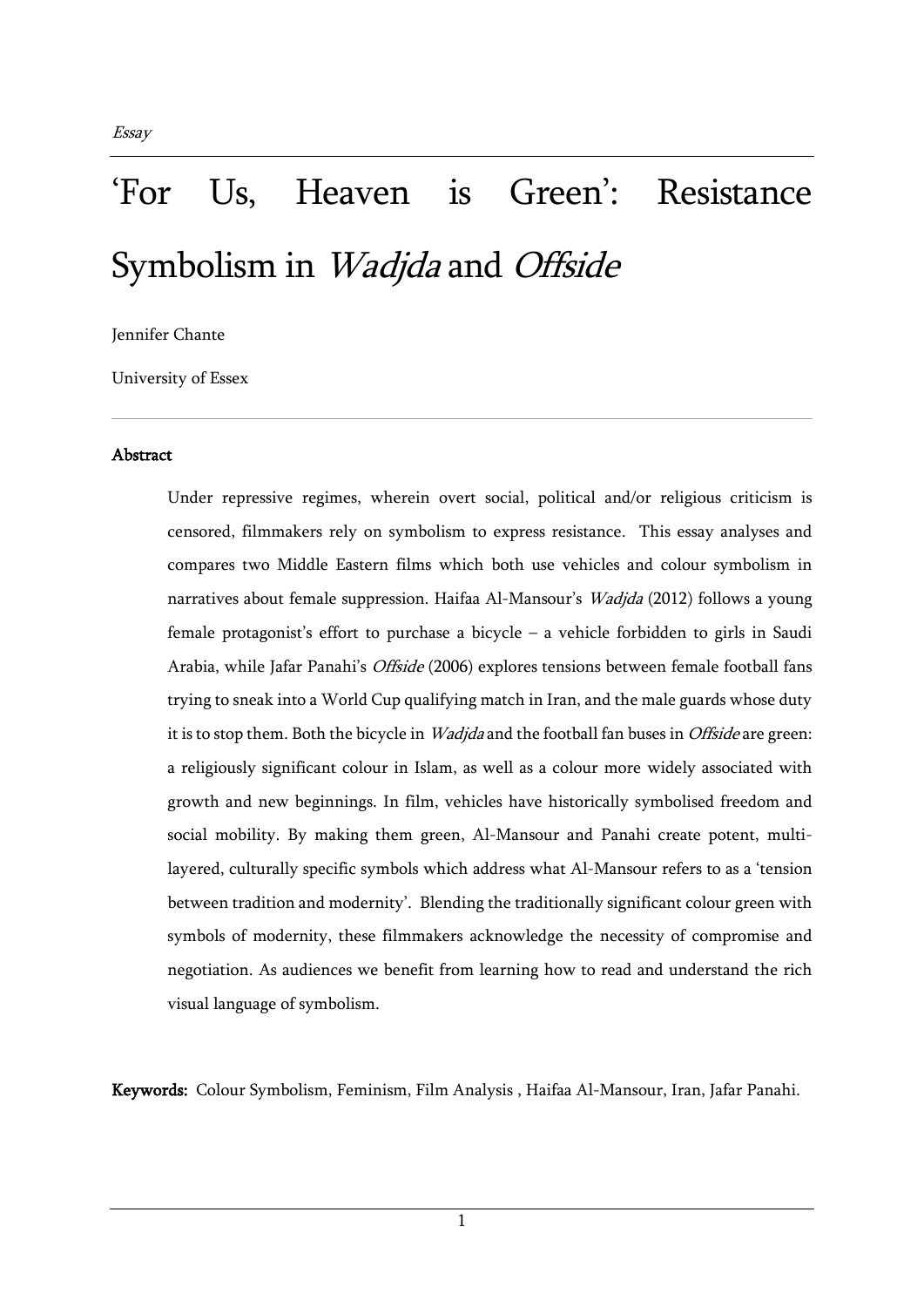*Essay*

# 'For Us, Heaven is Green': Resistance Symbolism in *Wadjda* and *Offside*

Jennifer Chante

University of Essex

## Abstract

Under repressive regimes, wherein overt social, political and/or religious criticism is censored, filmmakers rely on symbolism to express resistance. This essay analyses and compares two Middle Eastern films which both use vehicles and colour symbolism in narratives about female suppression. Haifaa Al-Mansour's *Wadjda* (2012) follows a young female protagonist's effort to purchase a bicycle – a vehicle forbidden to girls in Saudi Arabia, while Jafar Panahi's *Offside* (2006) explores tensions between female football fans trying to sneak into a World Cup qualifying match in Iran, and the male guards whose duty it is to stop them. Both the bicycle in *Wadjda* and the football fan buses in *Offside* are green: a religiously significant colour in Islam, as well as a colour more widely associated with growth and new beginnings. In film, vehicles have historically symbolised freedom and social mobility. By making them green, Al-Mansour and Panahi create potent, multi-layered, culturally specific symbols which address what Al-Mansour refers to as a 'tension between tradition and modernity'. Blending the traditionally significant colour green with symbols of modernity, these filmmakers acknowledge the necessity of compromise and negotiation. As audiences we benefit from learning how to read and understand the rich visual language of symbolism.

**Keywords:** Colour Symbolism, Feminism, Film Analysis , Haifaa Al-Mansour, Iran, Jafar Panahi.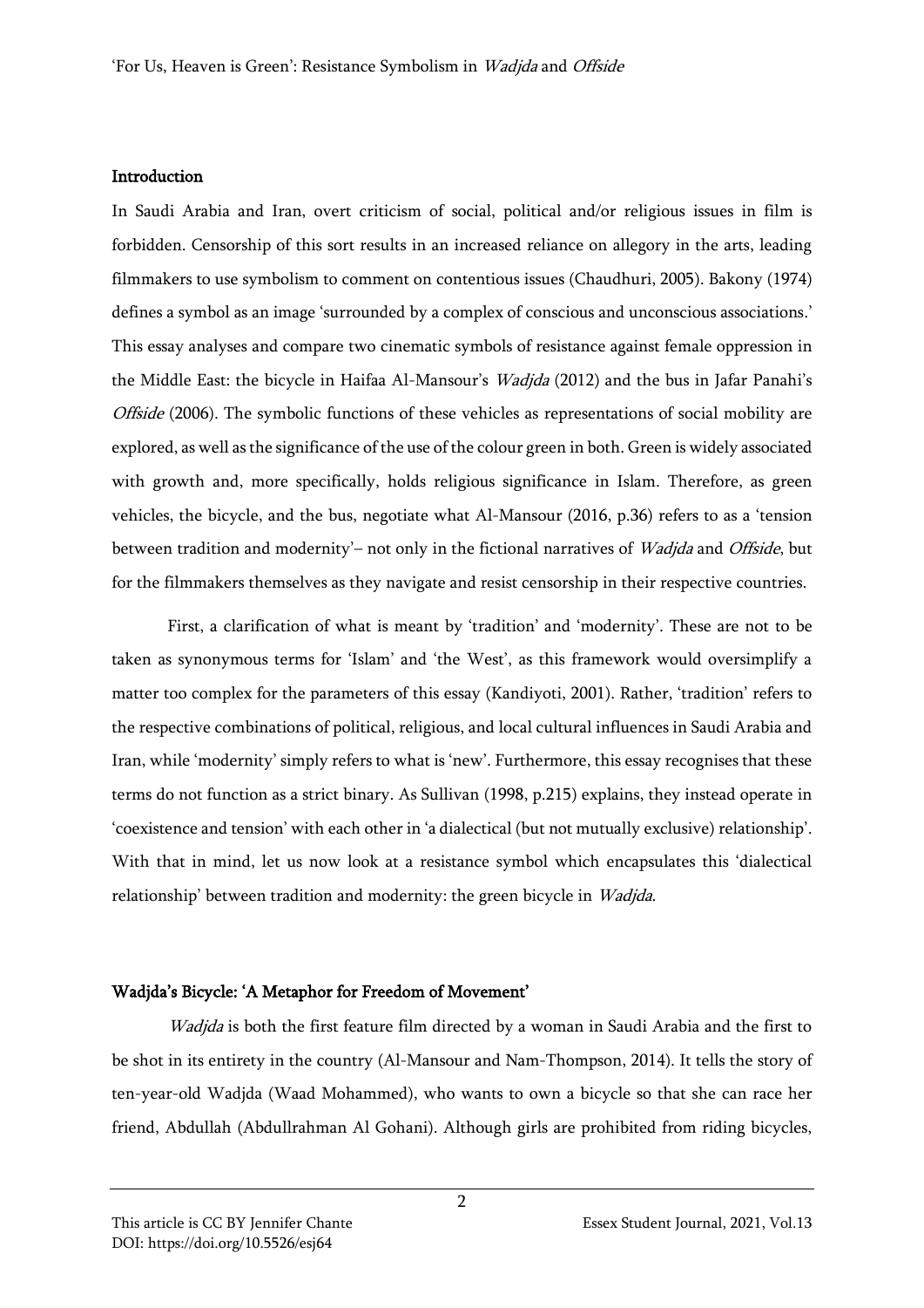## Introduction

In Saudi Arabia and Iran, overt criticism of social, political and/or religious issues in film is forbidden. Censorship of this sort results in an increased reliance on allegory in the arts, leading filmmakers to use symbolism to comment on contentious issues (Chaudhuri, 2005). Bakony (1974) defines a symbol as an image 'surrounded by a complex of conscious and unconscious associations.' This essay analyses and compare two cinematic symbols of resistance against female oppression in the Middle East: the bicycle in Haifaa Al-Mansour's *Wadjda* (2012) and the bus in Jafar Panahi's *Offside* (2006). The symbolic functions of these vehicles as representations of social mobility are explored, as well as the significance of the use of the colour green in both. Green is widely associated with growth and, more specifically, holds religious significance in Islam. Therefore, as green vehicles, the bicycle, and the bus, negotiate what Al-Mansour (2016, p.36) refers to as a 'tension between tradition and modernity'– not only in the fictional narratives of *Wadjda* and *Offside*, but for the filmmakers themselves as they navigate and resist censorship in their respective countries.

First, a clarification of what is meant by 'tradition' and 'modernity'. These are not to be taken as synonymous terms for 'Islam' and 'the West', as this framework would oversimplify a matter too complex for the parameters of this essay (Kandiyoti, 2001). Rather, 'tradition' refers to the respective combinations of political, religious, and local cultural influences in Saudi Arabia and Iran, while 'modernity' simply refers to what is 'new'. Furthermore, this essay recognises that these terms do not function as a strict binary. As Sullivan (1998, p.215) explains, they instead operate in 'coexistence and tension' with each other in 'a dialectical (but not mutually exclusive) relationship'. With that in mind, let us now look at a resistance symbol which encapsulates this 'dialectical relationship' between tradition and modernity: the green bicycle in *Wadjda*.

## Wadjda's Bicycle: 'A Metaphor for Freedom of Movement'

*Wadjda* is both the first feature film directed by a woman in Saudi Arabia and the first to be shot in its entirety in the country (Al-Mansour and Nam-Thompson, 2014). It tells the story of ten-year-old Wadjda (Waad Mohammed), who wants to own a bicycle so that she can race her friend, Abdullah (Abdullrahman Al Gohani). Although girls are prohibited from riding bicycles,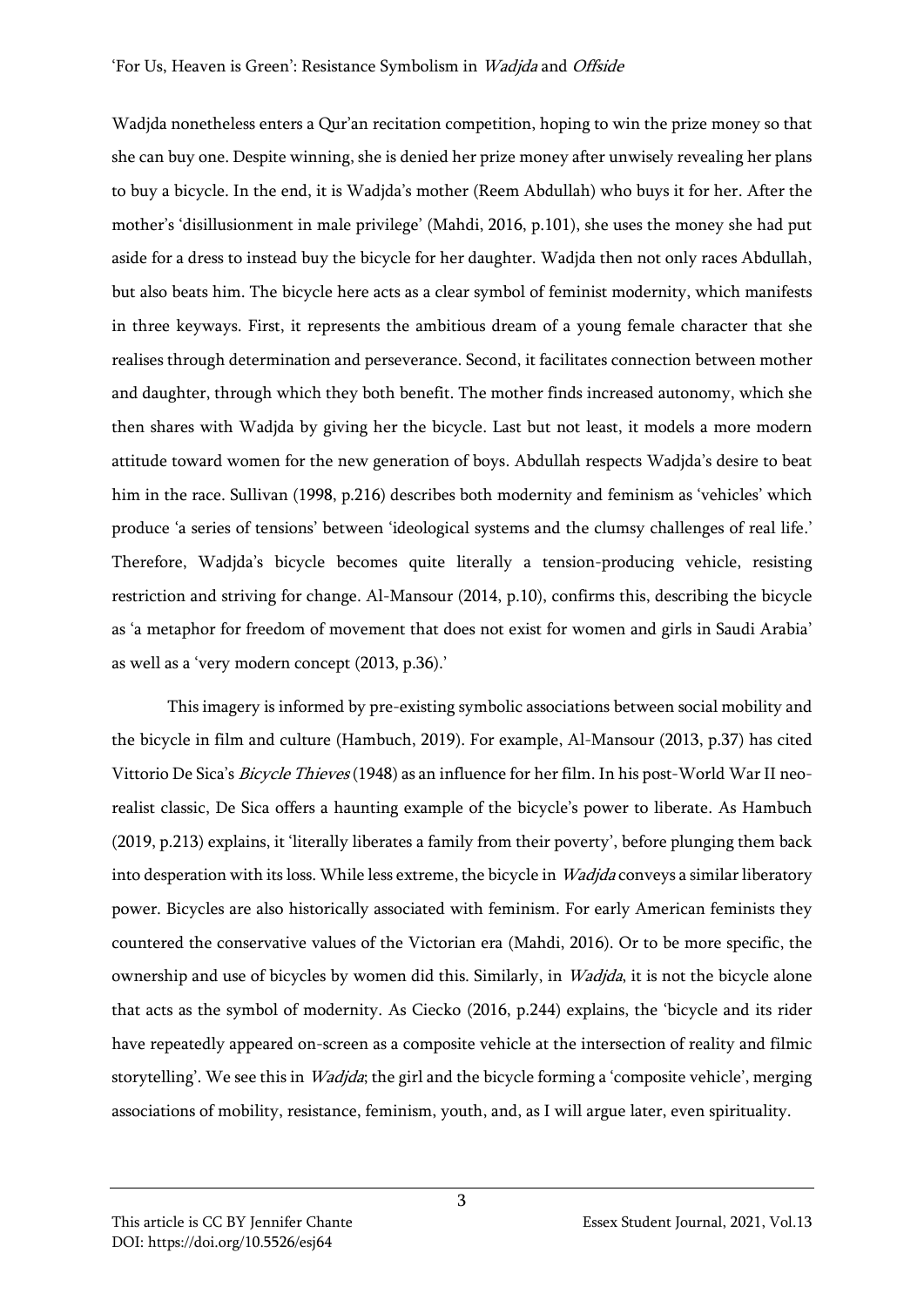Wadjda nonetheless enters a Qur'an recitation competition, hoping to win the prize money so that she can buy one. Despite winning, she is denied her prize money after unwisely revealing her plans to buy a bicycle. In the end, it is Wadjda's mother (Reem Abdullah) who buys it for her. After the mother's 'disillusionment in male privilege' (Mahdi, 2016, p.101), she uses the money she had put aside for a dress to instead buy the bicycle for her daughter. Wadjda then not only races Abdullah, but also beats him. The bicycle here acts as a clear symbol of feminist modernity, which manifests in three keyways. First, it represents the ambitious dream of a young female character that she realises through determination and perseverance. Second, it facilitates connection between mother and daughter, through which they both benefit. The mother finds increased autonomy, which she then shares with Wadjda by giving her the bicycle. Last but not least, it models a more modern attitude toward women for the new generation of boys. Abdullah respects Wadjda's desire to beat him in the race. Sullivan (1998, p.216) describes both modernity and feminism as 'vehicles' which produce 'a series of tensions' between 'ideological systems and the clumsy challenges of real life.' Therefore, Wadjda's bicycle becomes quite literally a tension-producing vehicle, resisting restriction and striving for change. Al-Mansour (2014, p.10), confirms this, describing the bicycle as 'a metaphor for freedom of movement that does not exist for women and girls in Saudi Arabia' as well as a 'very modern concept (2013, p.36).'

This imagery is informed by pre-existing symbolic associations between social mobility and the bicycle in film and culture (Hambuch, 2019). For example, Al-Mansour (2013, p.37) has cited Vittorio De Sica's *Bicycle Thieves* (1948) as an influence for her film. In his post-World War II neo-realist classic, De Sica offers a haunting example of the bicycle's power to liberate. As Hambuch (2019, p.213) explains, it 'literally liberates a family from their poverty', before plunging them back into desperation with its loss. While less extreme, the bicycle in *Wadjda* conveys a similar liberatory power. Bicycles are also historically associated with feminism. For early American feminists they countered the conservative values of the Victorian era (Mahdi, 2016). Or to be more specific, the ownership and use of bicycles by women did this. Similarly, in *Wadjda*, it is not the bicycle alone that acts as the symbol of modernity. As Ciecko (2016, p.244) explains, the 'bicycle and its rider have repeatedly appeared on-screen as a composite vehicle at the intersection of reality and filmic storytelling'. We see this in *Wadjda*; the girl and the bicycle forming a 'composite vehicle', merging associations of mobility, resistance, feminism, youth, and, as I will argue later, even spirituality.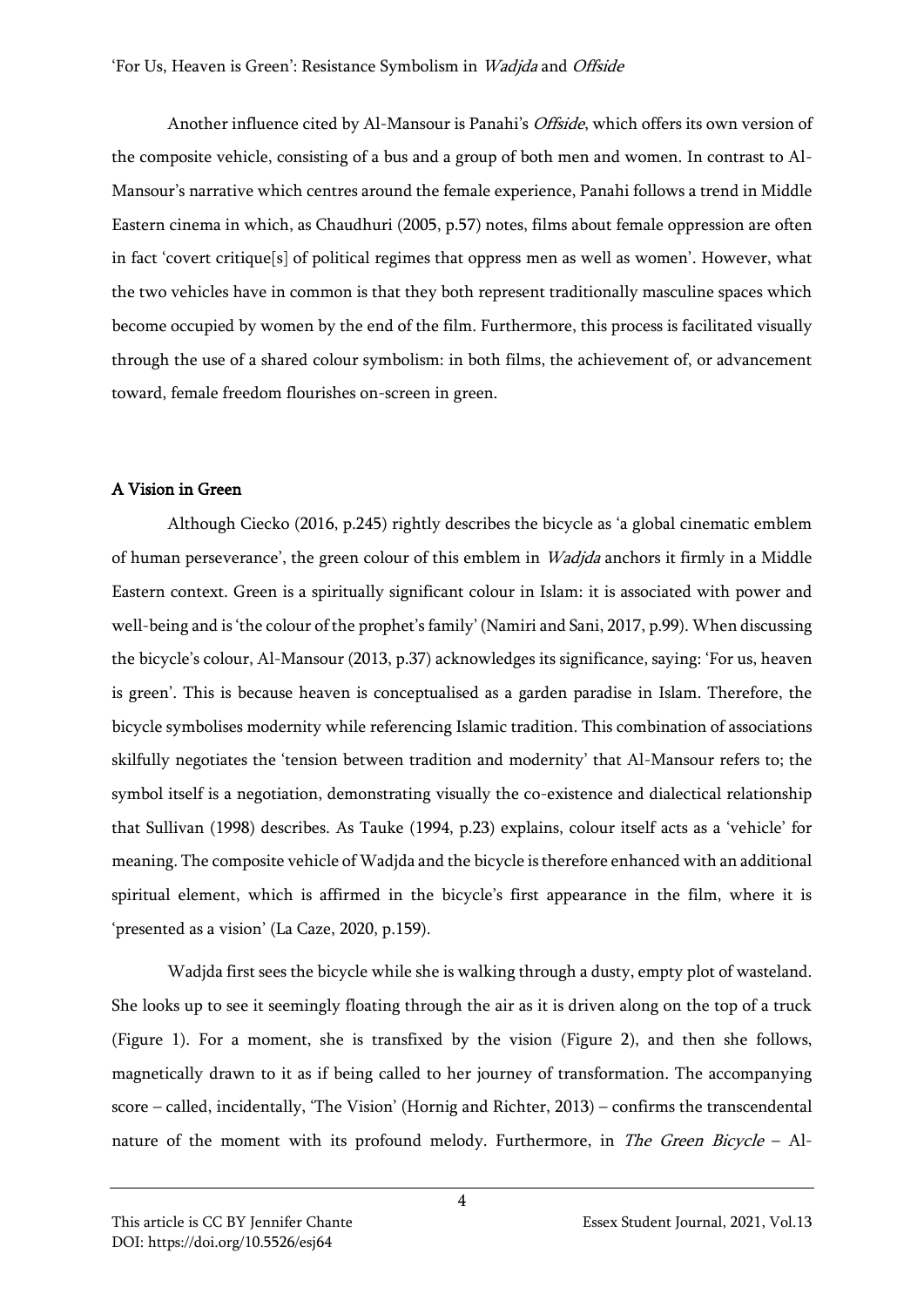Another influence cited by Al-Mansour is Panahi's *Offside*, which offers its own version of the composite vehicle, consisting of a bus and a group of both men and women. In contrast to Al-Mansour's narrative which centres around the female experience, Panahi follows a trend in Middle Eastern cinema in which, as Chaudhuri (2005, p.57) notes, films about female oppression are often in fact 'covert critique[s] of political regimes that oppress men as well as women'. However, what the two vehicles have in common is that they both represent traditionally masculine spaces which become occupied by women by the end of the film. Furthermore, this process is facilitated visually through the use of a shared colour symbolism: in both films, the achievement of, or advancement toward, female freedom flourishes on-screen in green.

## A Vision in Green

Although Ciecko (2016, p.245) rightly describes the bicycle as 'a global cinematic emblem of human perseverance', the green colour of this emblem in *Wadjda* anchors it firmly in a Middle Eastern context. Green is a spiritually significant colour in Islam: it is associated with power and well-being and is 'the colour of the prophet's family' (Namiri and Sani, 2017, p.99). When discussing the bicycle's colour, Al-Mansour (2013, p.37) acknowledges its significance, saying: 'For us, heaven is green'. This is because heaven is conceptualised as a garden paradise in Islam. Therefore, the bicycle symbolises modernity while referencing Islamic tradition. This combination of associations skilfully negotiates the 'tension between tradition and modernity' that Al-Mansour refers to; the symbol itself is a negotiation, demonstrating visually the co-existence and dialectical relationship that Sullivan (1998) describes. As Tauke (1994, p.23) explains, colour itself acts as a 'vehicle' for meaning. The composite vehicle of Wadjda and the bicycle is therefore enhanced with an additional spiritual element, which is affirmed in the bicycle's first appearance in the film, where it is 'presented as a vision' (La Caze, 2020, p.159).

Wadjda first sees the bicycle while she is walking through a dusty, empty plot of wasteland. She looks up to see it seemingly floating through the air as it is driven along on the top of a truck (Figure 1). For a moment, she is transfixed by the vision (Figure 2), and then she follows, magnetically drawn to it as if being called to her journey of transformation. The accompanying score – called, incidentally, 'The Vision' (Hornig and Richter, 2013) – confirms the transcendental nature of the moment with its profound melody. Furthermore, in *The Green Bicycle* – Al-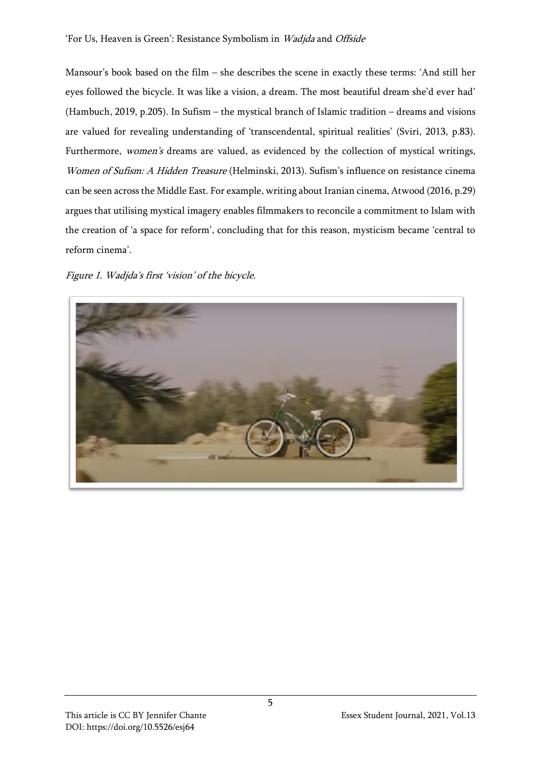Mansour's book based on the film – she describes the scene in exactly these terms: 'And still her eyes followed the bicycle. It was like a vision, a dream. The most beautiful dream she'd ever had' (Hambuch, 2019, p.205). In Sufism – the mystical branch of Islamic tradition – dreams and visions are valued for revealing understanding of 'transcendental, spiritual realities' (Sviri, 2013, p.83). Furthermore, *women's* dreams are valued, as evidenced by the collection of mystical writings, *Women of Sufism: A Hidden Treasure* (Helminski, 2013). Sufism's influence on resistance cinema can be seen across the Middle East. For example, writing about Iranian cinema, Atwood (2016, p.29) argues that utilising mystical imagery enables filmmakers to reconcile a commitment to Islam with the creation of 'a space for reform', concluding that for this reason, mysticism became 'central to reform cinema'.

*Figure 1. Wadjda's first 'vision' of the bicycle.*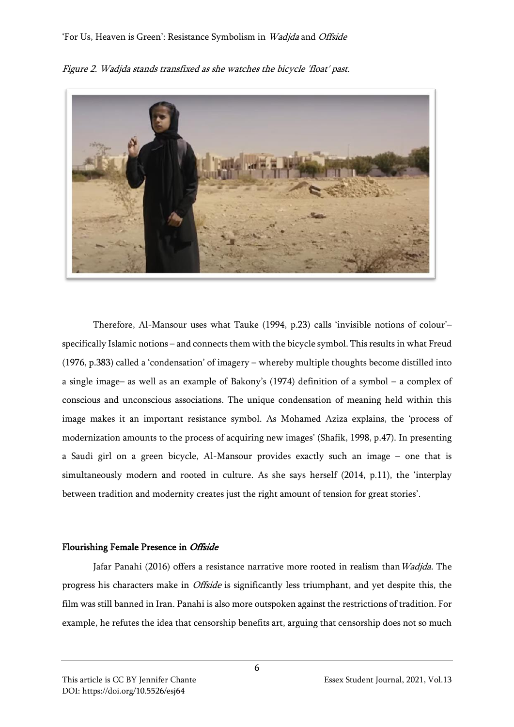*Figure 2. Wadjda stands transfixed as she watches the bicycle 'float' past.*

Therefore, Al-Mansour uses what Tauke (1994, p.23) calls 'invisible notions of colour'– specifically Islamic notions – and connects them with the bicycle symbol. This results in what Freud (1976, p.383) called a 'condensation' of imagery – whereby multiple thoughts become distilled into a single image– as well as an example of Bakony's (1974) definition of a symbol – a complex of conscious and unconscious associations. The unique condensation of meaning held within this image makes it an important resistance symbol. As Mohamed Aziza explains, the 'process of modernization amounts to the process of acquiring new images' (Shafik, 1998, p.47). In presenting a Saudi girl on a green bicycle, Al-Mansour provides exactly such an image – one that is simultaneously modern and rooted in culture. As she says herself (2014, p.11), the 'interplay between tradition and modernity creates just the right amount of tension for great stories'.

## Flourishing Female Presence in *Offside*

Jafar Panahi (2016) offers a resistance narrative more rooted in realism than *Wadjda*. The progress his characters make in *Offside* is significantly less triumphant, and yet despite this, the film was still banned in Iran. Panahi is also more outspoken against the restrictions of tradition. For example, he refutes the idea that censorship benefits art, arguing that censorship does not so much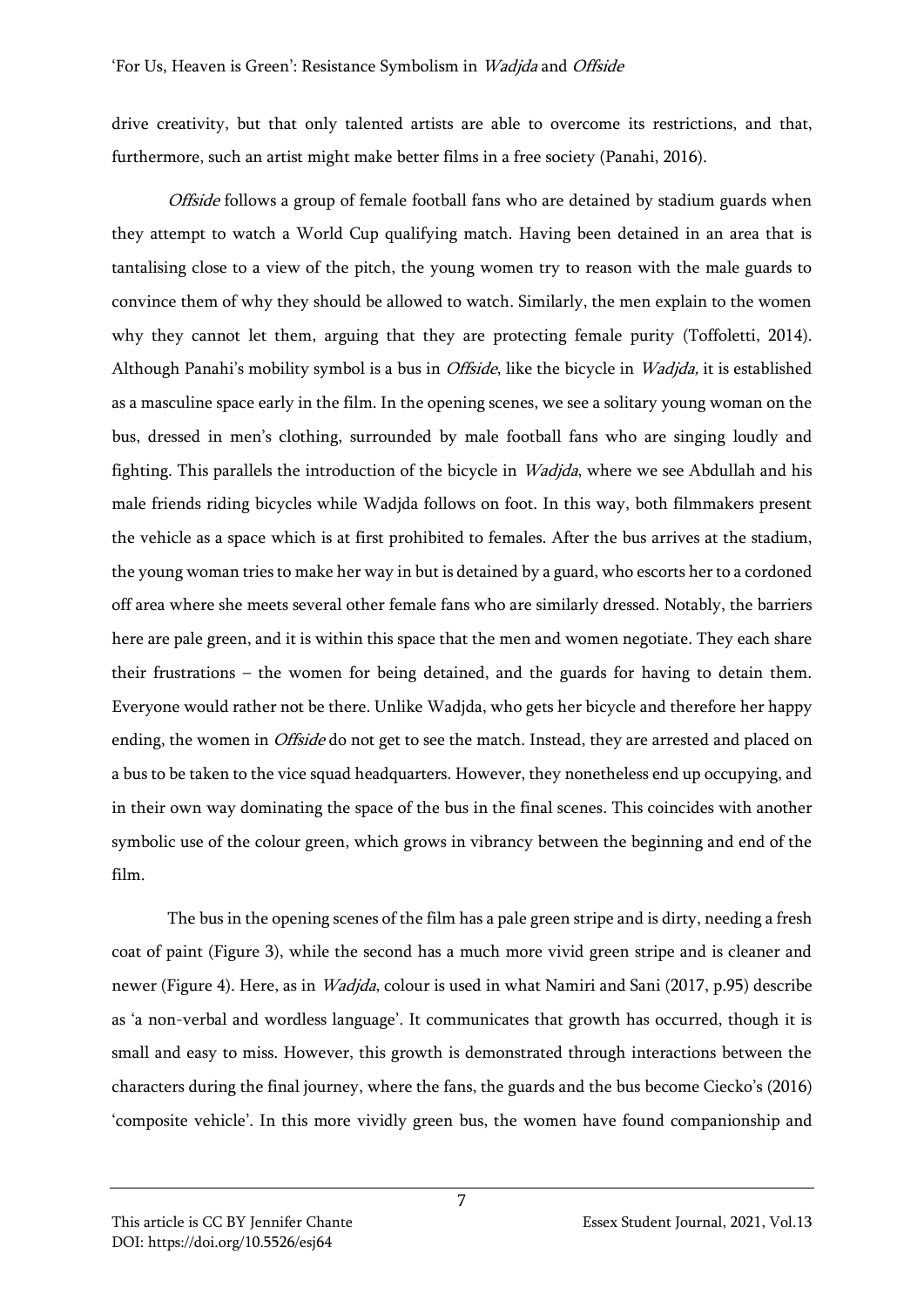drive creativity, but that only talented artists are able to overcome its restrictions, and that, furthermore, such an artist might make better films in a free society (Panahi, 2016).

*Offside* follows a group of female football fans who are detained by stadium guards when they attempt to watch a World Cup qualifying match. Having been detained in an area that is tantalising close to a view of the pitch, the young women try to reason with the male guards to convince them of why they should be allowed to watch. Similarly, the men explain to the women why they cannot let them, arguing that they are protecting female purity (Toffoletti, 2014). Although Panahi's mobility symbol is a bus in *Offside*, like the bicycle in *Wadjda,* it is established as a masculine space early in the film. In the opening scenes, we see a solitary young woman on the bus, dressed in men's clothing, surrounded by male football fans who are singing loudly and fighting. This parallels the introduction of the bicycle in *Wadjda*, where we see Abdullah and his male friends riding bicycles while Wadjda follows on foot. In this way, both filmmakers present the vehicle as a space which is at first prohibited to females. After the bus arrives at the stadium, the young woman tries to make her way in but is detained by a guard, who escorts her to a cordoned off area where she meets several other female fans who are similarly dressed. Notably, the barriers here are pale green, and it is within this space that the men and women negotiate. They each share their frustrations – the women for being detained, and the guards for having to detain them. Everyone would rather not be there. Unlike Wadjda, who gets her bicycle and therefore her happy ending, the women in *Offside* do not get to see the match. Instead, they are arrested and placed on a bus to be taken to the vice squad headquarters. However, they nonetheless end up occupying, and in their own way dominating the space of the bus in the final scenes. This coincides with another symbolic use of the colour green, which grows in vibrancy between the beginning and end of the film.

The bus in the opening scenes of the film has a pale green stripe and is dirty, needing a fresh coat of paint (Figure 3), while the second has a much more vivid green stripe and is cleaner and newer (Figure 4). Here, as in *Wadjda*, colour is used in what Namiri and Sani (2017, p.95) describe as 'a non-verbal and wordless language'. It communicates that growth has occurred, though it is small and easy to miss. However, this growth is demonstrated through interactions between the characters during the final journey, where the fans, the guards and the bus become Ciecko's (2016) 'composite vehicle'. In this more vividly green bus, the women have found companionship and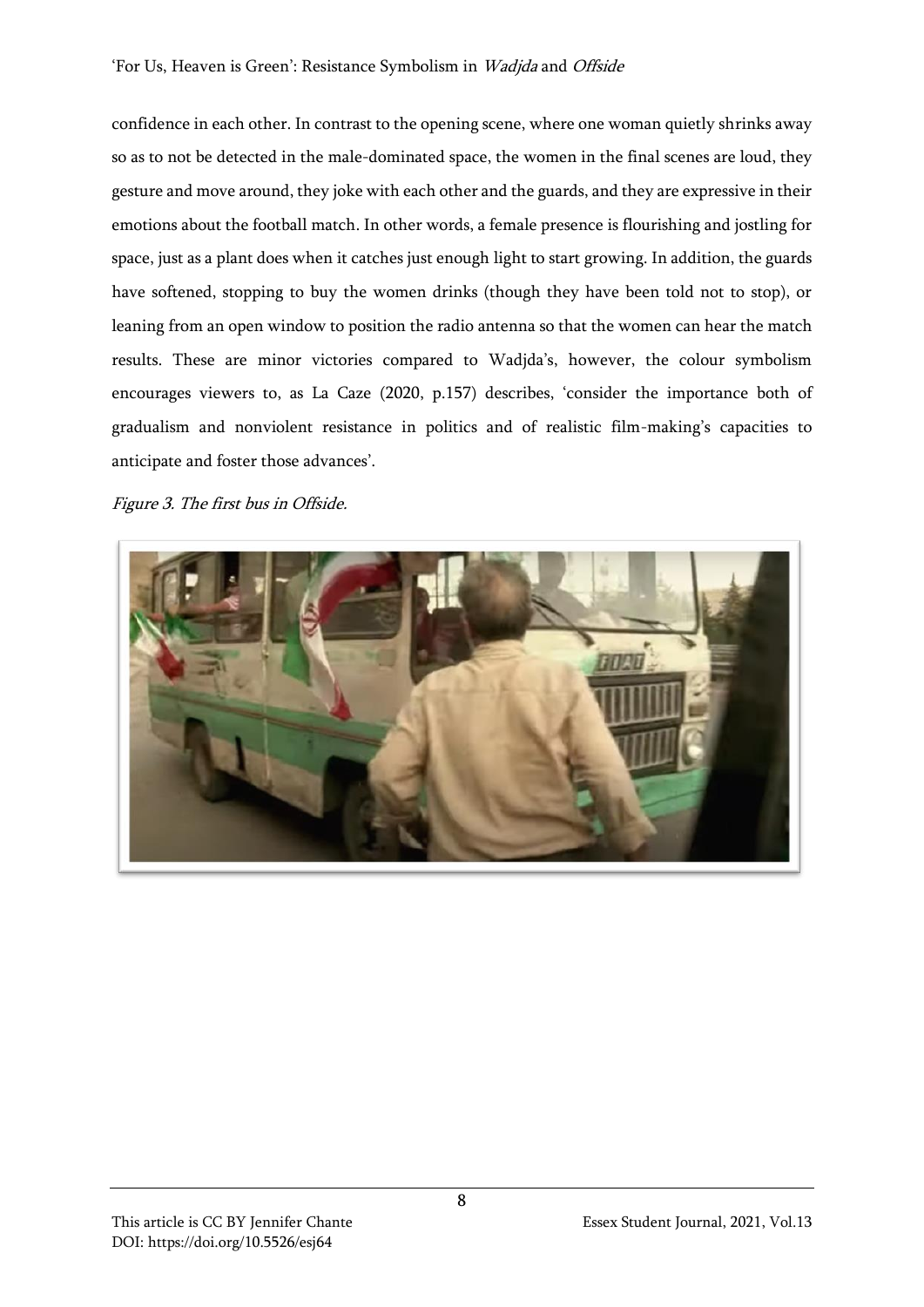confidence in each other. In contrast to the opening scene, where one woman quietly shrinks away so as to not be detected in the male-dominated space, the women in the final scenes are loud, they gesture and move around, they joke with each other and the guards, and they are expressive in their emotions about the football match. In other words, a female presence is flourishing and jostling for space, just as a plant does when it catches just enough light to start growing. In addition, the guards have softened, stopping to buy the women drinks (though they have been told not to stop), or leaning from an open window to position the radio antenna so that the women can hear the match results. These are minor victories compared to Wadjda's, however, the colour symbolism encourages viewers to, as La Caze (2020, p.157) describes, 'consider the importance both of gradualism and nonviolent resistance in politics and of realistic film-making's capacities to anticipate and foster those advances'.

*Figure 3. The first bus in Offside.*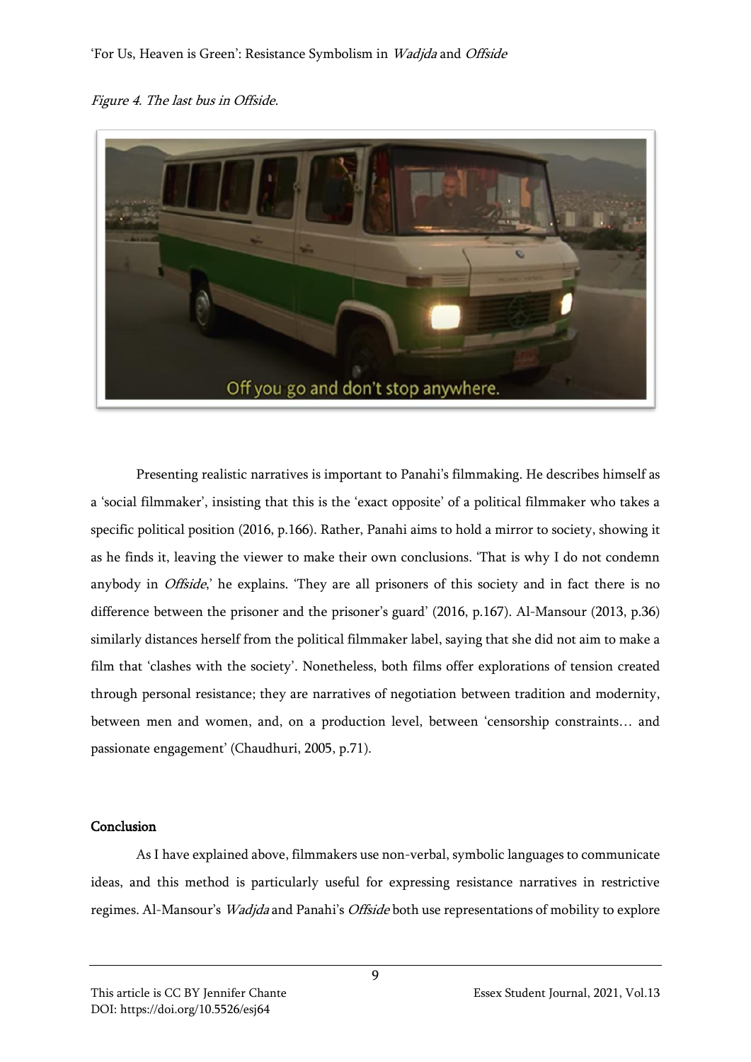*Figure 4. The last bus in Offside.*

Presenting realistic narratives is important to Panahi's filmmaking. He describes himself as a 'social filmmaker', insisting that this is the 'exact opposite' of a political filmmaker who takes a specific political position (2016, p.166). Rather, Panahi aims to hold a mirror to society, showing it as he finds it, leaving the viewer to make their own conclusions. 'That is why I do not condemn anybody in *Offside*,' he explains. 'They are all prisoners of this society and in fact there is no difference between the prisoner and the prisoner's guard' (2016, p.167). Al-Mansour (2013, p.36) similarly distances herself from the political filmmaker label, saying that she did not aim to make a film that 'clashes with the society'. Nonetheless, both films offer explorations of tension created through personal resistance; they are narratives of negotiation between tradition and modernity, between men and women, and, on a production level, between 'censorship constraints… and passionate engagement' (Chaudhuri, 2005, p.71).

## Conclusion

As I have explained above, filmmakers use non-verbal, symbolic languages to communicate ideas, and this method is particularly useful for expressing resistance narratives in restrictive regimes. Al-Mansour's *Wadjda* and Panahi's *Offside* both use representations of mobility to explore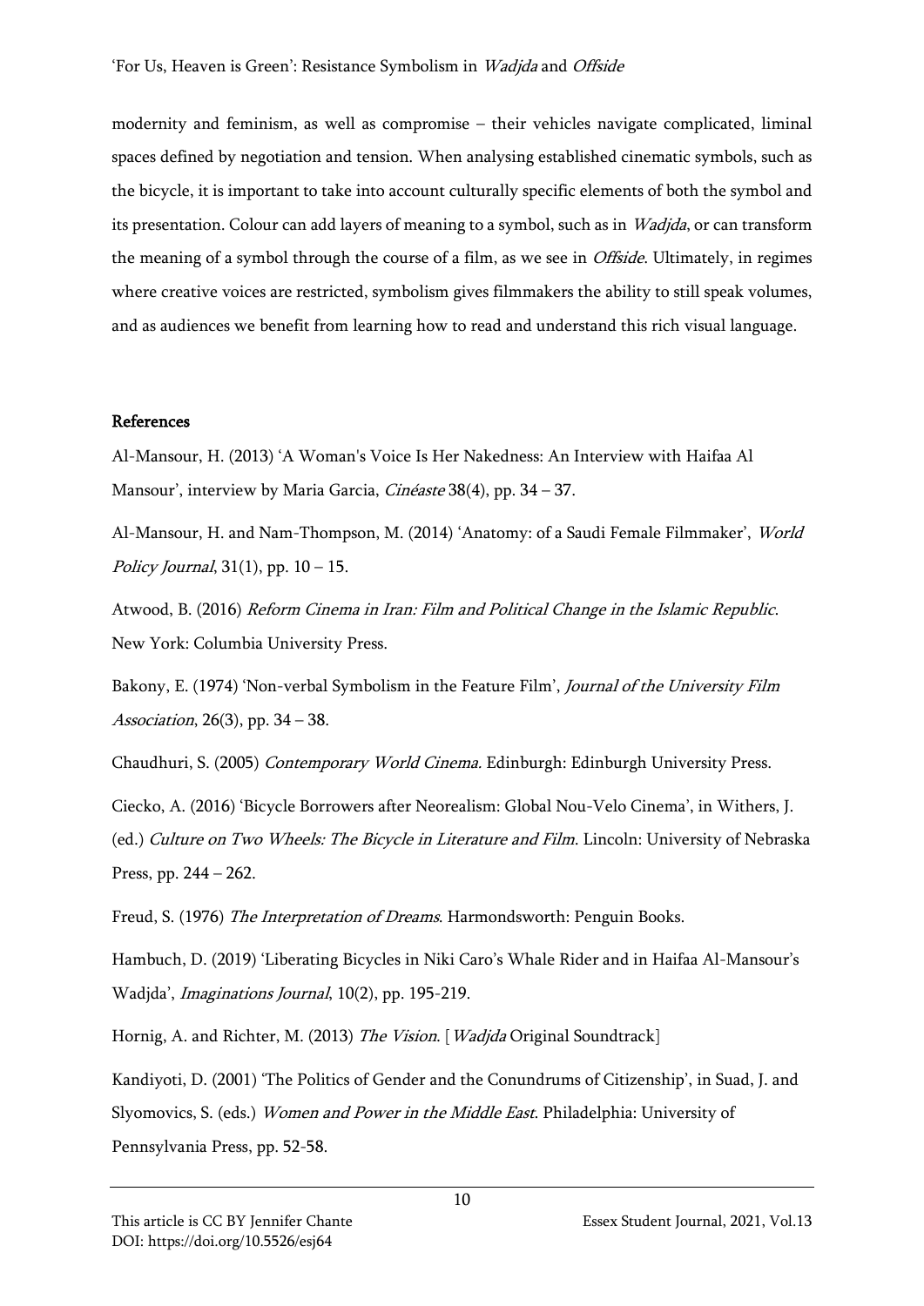modernity and feminism, as well as compromise – their vehicles navigate complicated, liminal spaces defined by negotiation and tension. When analysing established cinematic symbols, such as the bicycle, it is important to take into account culturally specific elements of both the symbol and its presentation. Colour can add layers of meaning to a symbol, such as in *Wadjda*, or can transform the meaning of a symbol through the course of a film, as we see in *Offside*. Ultimately, in regimes where creative voices are restricted, symbolism gives filmmakers the ability to still speak volumes, and as audiences we benefit from learning how to read and understand this rich visual language.

**References**

Al-Mansour, H. (2013) 'A Woman's Voice Is Her Nakedness: An Interview with Haifaa Al Mansour', interview by Maria Garcia, *Cinéaste* 38(4), pp. 34 – 37.

Al-Mansour, H. and Nam-Thompson, M. (2014) 'Anatomy: of a Saudi Female Filmmaker', *World Policy Journal*, 31(1), pp. 10 – 15.

Atwood, B. (2016) *Reform Cinema in Iran: Film and Political Change in the Islamic Republic*. New York: Columbia University Press.

Bakony, E. (1974) 'Non-verbal Symbolism in the Feature Film', *Journal of the University Film Association*, 26(3), pp. 34 – 38.

Chaudhuri, S. (2005) *Contemporary World Cinema.* Edinburgh: Edinburgh University Press.

Ciecko, A. (2016) 'Bicycle Borrowers after Neorealism: Global Nou-Velo Cinema', in Withers, J. (ed.) *Culture on Two Wheels: The Bicycle in Literature and Film*. Lincoln: University of Nebraska Press, pp. 244 – 262.

Freud, S. (1976) *The Interpretation of Dreams*. Harmondsworth: Penguin Books.

Hambuch, D. (2019) 'Liberating Bicycles in Niki Caro's Whale Rider and in Haifaa Al-Mansour's Wadjda', *Imaginations Journal*, 10(2), pp. 195-219.

Hornig, A. and Richter, M. (2013) *The Vision*. [*Wadjda* Original Soundtrack]

Kandiyoti, D. (2001) 'The Politics of Gender and the Conundrums of Citizenship', in Suad, J. and Slyomovics, S. (eds.) *Women and Power in the Middle East*. Philadelphia: University of Pennsylvania Press, pp. 52-58.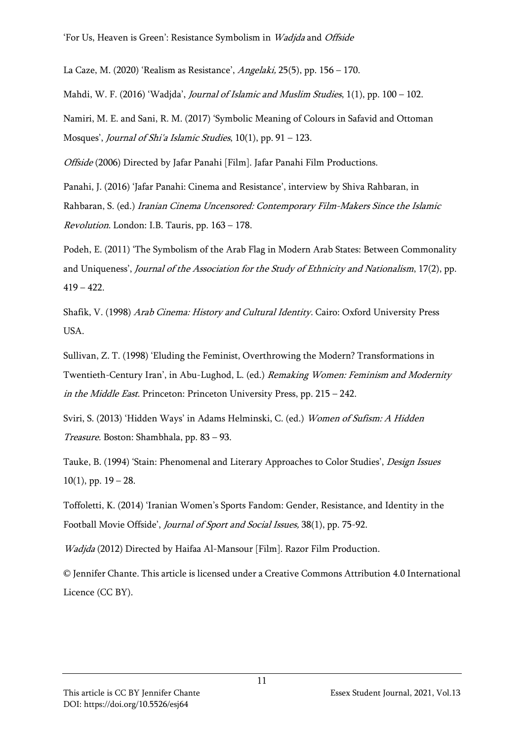La Caze, M. (2020) 'Realism as Resistance', *Angelaki,* 25(5), pp. 156 – 170.

Mahdi, W. F. (2016) 'Wadjda', *Journal of Islamic and Muslim Studies*, 1(1), pp. 100 – 102.

Namiri, M. E. and Sani, R. M. (2017) 'Symbolic Meaning of Colours in Safavid and Ottoman Mosques', *Journal of Shi'a Islamic Studies*, 10(1), pp. 91 – 123.

*Offside* (2006) Directed by Jafar Panahi [Film]. Jafar Panahi Film Productions.

Panahi, J. (2016) 'Jafar Panahi: Cinema and Resistance', interview by Shiva Rahbaran, in Rahbaran, S. (ed.) *Iranian Cinema Uncensored: Contemporary Film-Makers Since the Islamic Revolution*. London: I.B. Tauris, pp. 163 – 178.

Podeh, E. (2011) 'The Symbolism of the Arab Flag in Modern Arab States: Between Commonality and Uniqueness', *Journal of the Association for the Study of Ethnicity and Nationalism*, 17(2), pp. 419 – 422.

Shafik, V. (1998) *Arab Cinema: History and Cultural Identity*. Cairo: Oxford University Press USA.

Sullivan, Z. T. (1998) 'Eluding the Feminist, Overthrowing the Modern? Transformations in Twentieth-Century Iran', in Abu-Lughod, L. (ed.) *Remaking Women: Feminism and Modernity in the Middle East*. Princeton: Princeton University Press, pp. 215 – 242.

Sviri, S. (2013) 'Hidden Ways' in Adams Helminski, C. (ed.) *Women of Sufism: A Hidden Treasure*. Boston: Shambhala, pp. 83 – 93.

Tauke, B. (1994) 'Stain: Phenomenal and Literary Approaches to Color Studies', *Design Issues* 10(1), pp. 19 – 28.

Toffoletti, K. (2014) 'Iranian Women's Sports Fandom: Gender, Resistance, and Identity in the Football Movie Offside', *Journal of Sport and Social Issues,* 38(1), pp. 75-92.

*Wadjda* (2012) Directed by Haifaa Al-Mansour [Film]. Razor Film Production.

© Jennifer Chante. This article is licensed under a Creative Commons Attribution 4.0 International Licence (CC BY).